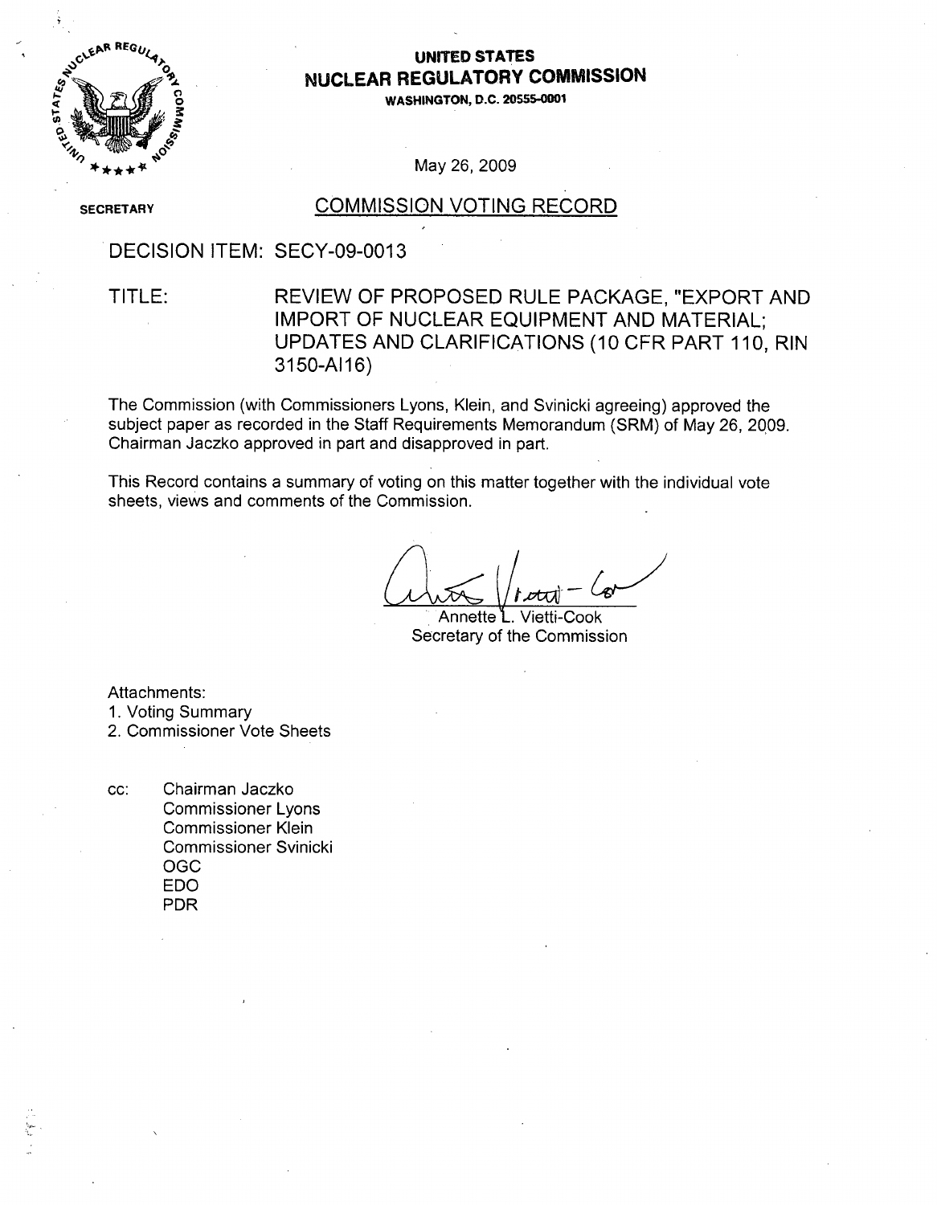**UNITED STATES**
**NUCLEAR REGULATORY COMMISSION**
**WASHINGTON, D.C. 20555-0001**

May 26, 2009

SECRETARY

# COMMISSION VOTING RECORD

DECISION ITEM: SECY-09-0013

TITLE: REVIEW OF PROPOSED RULE PACKAGE, "EXPORT AND IMPORT OF NUCLEAR EQUIPMENT AND MATERIAL; UPDATES AND CLARIFICATIONS (10 CFR PART 110, RIN 3150-AI16)

The Commission (with Commissioners Lyons, Klein, and Svinicki agreeing) approved the subject paper as recorded in the Staff Requirements Memorandum (SRM) of May 26, 2009. Chairman Jaczko approved in part and disapproved in part.

This Record contains a summary of voting on this matter together with the individual vote sheets, views and comments of the Commission.

Annette L. Vietti-Cook
Secretary of the Commission

Attachments:
1. Voting Summary
2. Commissioner Vote Sheets

cc: Chairman Jaczko
Commissioner Lyons
Commissioner Klein
Commissioner Svinicki
OGC
EDO
PDR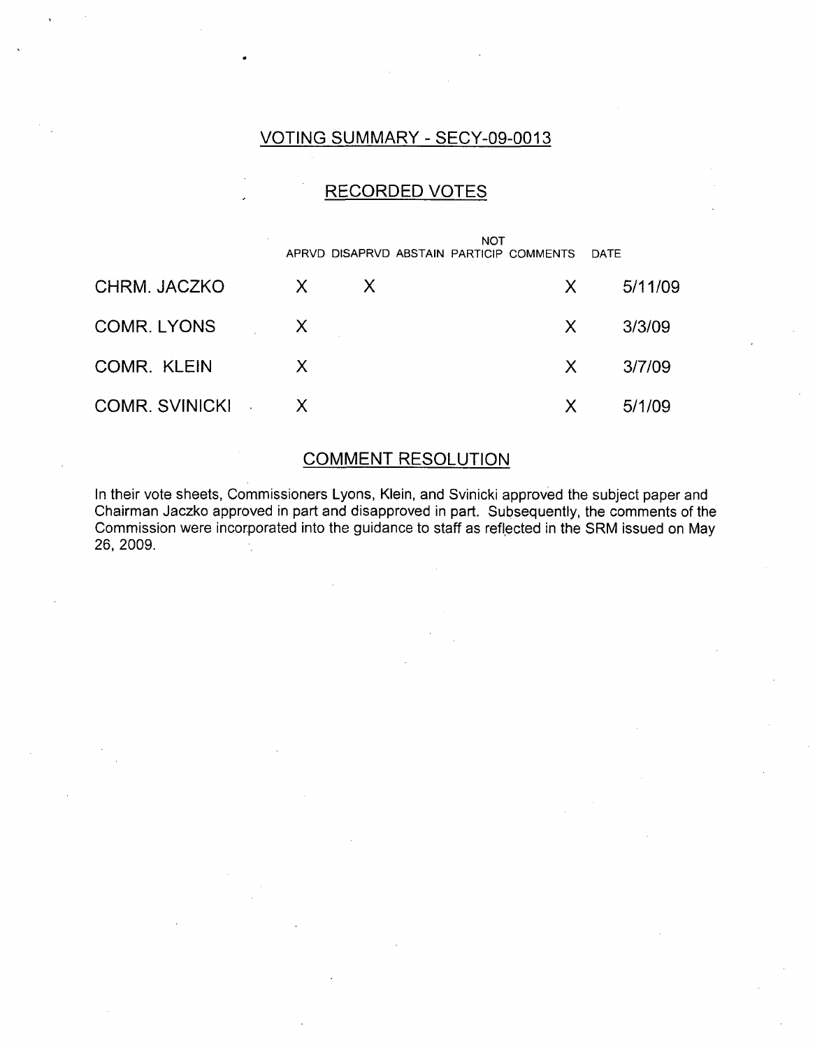## VOTING SUMMARY - SECY-09-0013

## RECORDED VOTES

| | APRVD | DISAPRVD | ABSTAIN | NOT PARTICIP | COMMENTS | DATE |
|---|---|---|---|---|---|---|
| CHRM. JACZKO | X | X | | | X | 5/11/09 |
| COMR. LYONS | X | | | | X | 3/3/09 |
| COMR. KLEIN | X | | | | X | 3/7/09 |
| COMR. SVINICKI | X | | | | X | 5/1/09 |

## COMMENT RESOLUTION

In their vote sheets, Commissioners Lyons, Klein, and Svinicki approved the subject paper and Chairman Jaczko approved in part and disapproved in part. Subsequently, the comments of the Commission were incorporated into the guidance to staff as reflected in the SRM issued on May 26, 2009.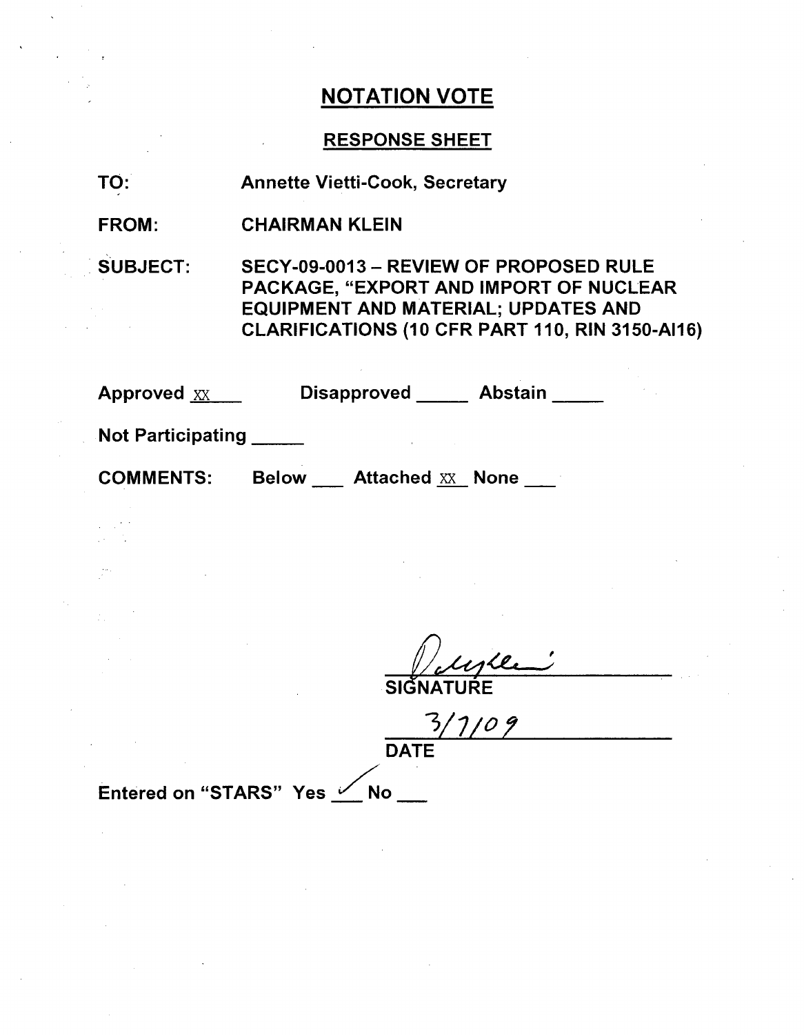## NOTATION VOTE

### RESPONSE SHEET

**TO:** Annette Vietti-Cook, Secretary

**FROM:** CHAIRMAN KLEIN

**SUBJECT:** SECY-09-0013 – REVIEW OF PROPOSED RULE PACKAGE, "EXPORT AND IMPORT OF NUCLEAR EQUIPMENT AND MATERIAL; UPDATES AND CLARIFICATIONS (10 CFR PART 110, RIN 3150-AI16)

Approved XX Disapproved \_\_\_\_\_ Abstain \_\_\_\_\_

Not Participating \_\_\_\_\_

COMMENTS: Below \_\_\_ Attached XX None \_\_\_

SIGNATURE

3/7/09

DATE

Entered on "STARS" Yes ✓ No \_\_\_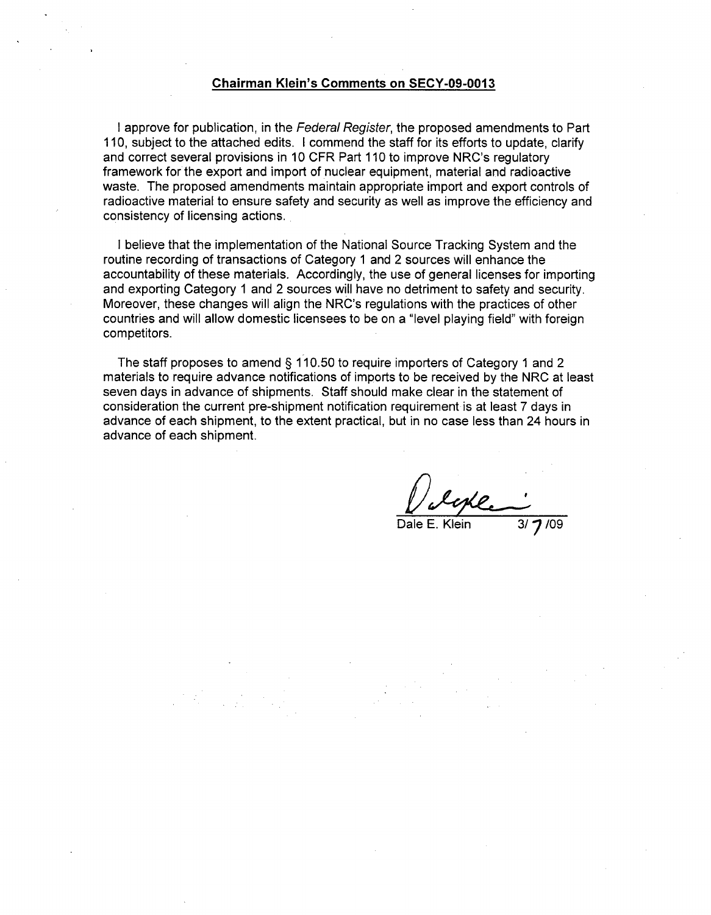**Chairman Klein's Comments on SECY-09-0013**

I approve for publication, in the *Federal Register*, the proposed amendments to Part 110, subject to the attached edits. I commend the staff for its efforts to update, clarify and correct several provisions in 10 CFR Part 110 to improve NRC's regulatory framework for the export and import of nuclear equipment, material and radioactive waste. The proposed amendments maintain appropriate import and export controls of radioactive material to ensure safety and security as well as improve the efficiency and consistency of licensing actions.

I believe that the implementation of the National Source Tracking System and the routine recording of transactions of Category 1 and 2 sources will enhance the accountability of these materials. Accordingly, the use of general licenses for importing and exporting Category 1 and 2 sources will have no detriment to safety and security. Moreover, these changes will align the NRC's regulations with the practices of other countries and will allow domestic licensees to be on a "level playing field" with foreign competitors.

The staff proposes to amend § 110.50 to require importers of Category 1 and 2 materials to require advance notifications of imports to be received by the NRC at least seven days in advance of shipments. Staff should make clear in the statement of consideration the current pre-shipment notification requirement is at least 7 days in advance of each shipment, to the extent practical, but in no case less than 24 hours in advance of each shipment.

Dale E. Klein 3/ 7 /09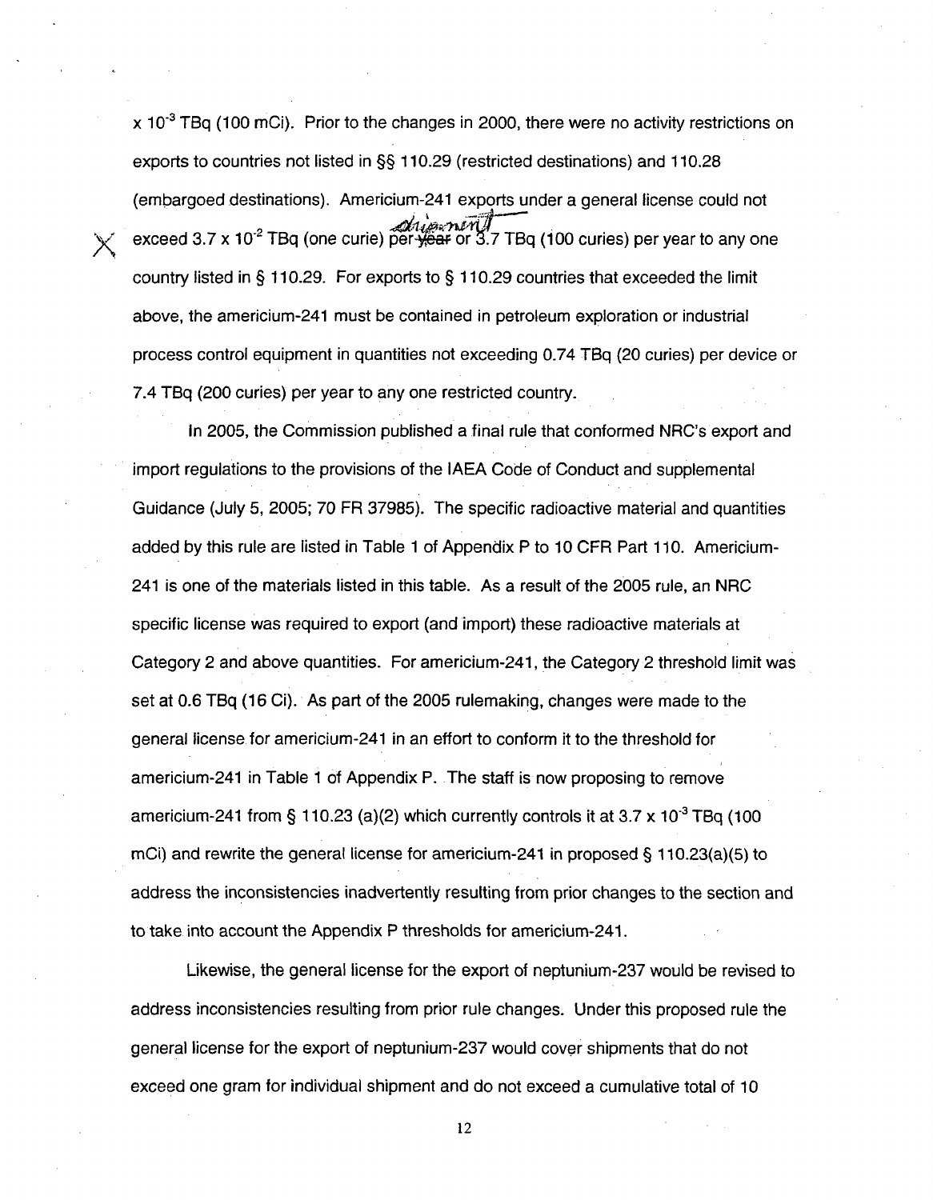x $10^{-3}$ TBq (100 mCi). Prior to the changes in 2000, there were no activity restrictions on exports to countries not listed in §§ 110.29 (restricted destinations) and 110.28 (embargoed destinations). Americium-241 exports under a general license could not exceed 3.7 x $10^{-2}$ TBq (one curie) per ~~year~~ shipment or 3.7 TBq (100 curies) per year to any one country listed in § 110.29. For exports to § 110.29 countries that exceeded the limit above, the americium-241 must be contained in petroleum exploration or industrial process control equipment in quantities not exceeding 0.74 TBq (20 curies) per device or 7.4 TBq (200 curies) per year to any one restricted country.

In 2005, the Commission published a final rule that conformed NRC's export and import regulations to the provisions of the IAEA Code of Conduct and supplemental Guidance (July 5, 2005; 70 FR 37985). The specific radioactive material and quantities added by this rule are listed in Table 1 of Appendix P to 10 CFR Part 110. Americium-241 is one of the materials listed in this table. As a result of the 2005 rule, an NRC specific license was required to export (and import) these radioactive materials at Category 2 and above quantities. For americium-241, the Category 2 threshold limit was set at 0.6 TBq (16 Ci). As part of the 2005 rulemaking, changes were made to the general license for americium-241 in an effort to conform it to the threshold for americium-241 in Table 1 of Appendix P. The staff is now proposing to remove americium-241 from § 110.23 (a)(2) which currently controls it at 3.7 x $10^{-3}$ TBq (100 mCi) and rewrite the general license for americium-241 in proposed § 110.23(a)(5) to address the inconsistencies inadvertently resulting from prior changes to the section and to take into account the Appendix P thresholds for americium-241.

Likewise, the general license for the export of neptunium-237 would be revised to address inconsistencies resulting from prior rule changes. Under this proposed rule the general license for the export of neptunium-237 would cover shipments that do not exceed one gram for individual shipment and do not exceed a cumulative total of 10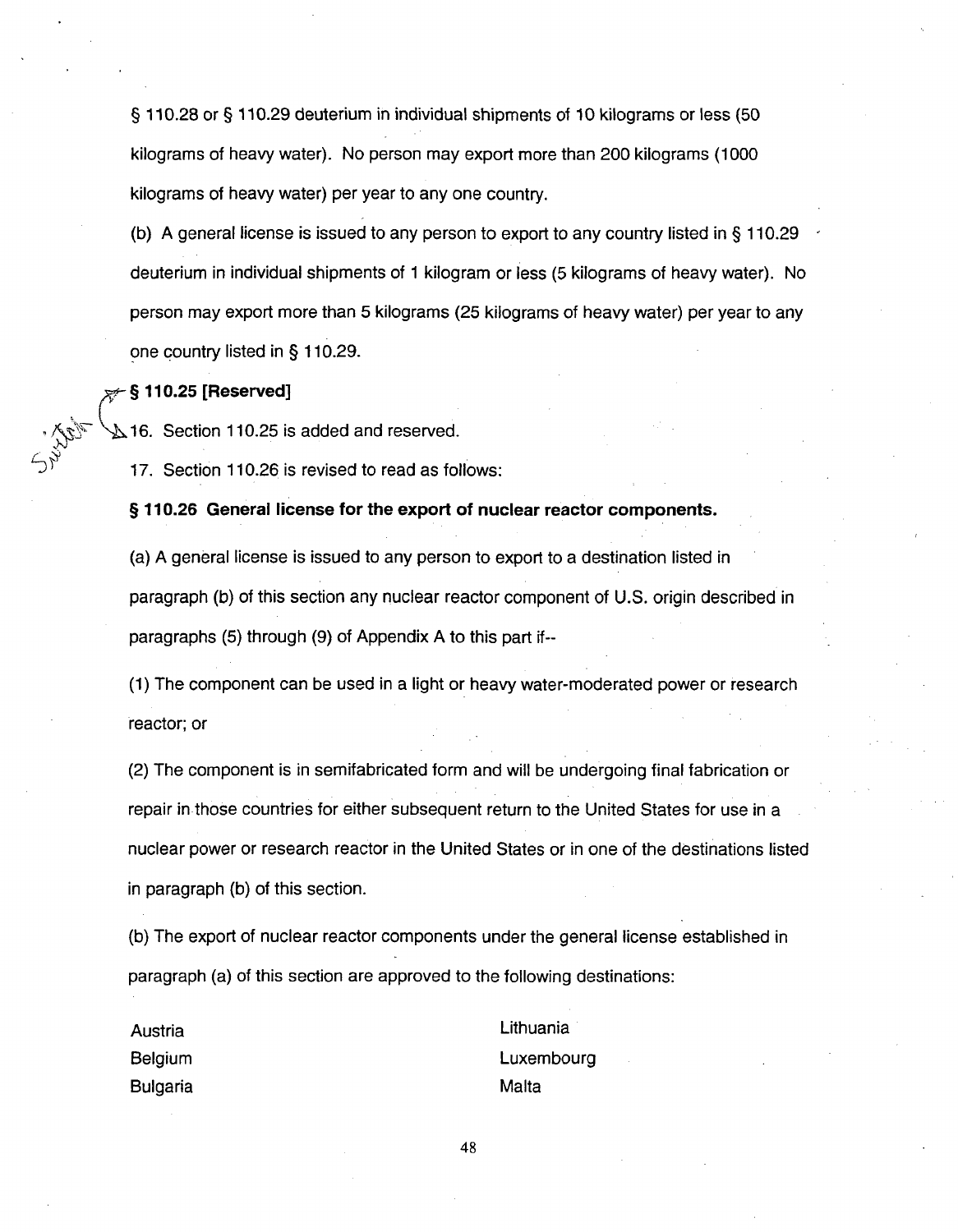§ 110.28 or § 110.29 deuterium in individual shipments of 10 kilograms or less (50 kilograms of heavy water). No person may export more than 200 kilograms (1000 kilograms of heavy water) per year to any one country.

(b) A general license is issued to any person to export to any country listed in § 110.29 deuterium in individual shipments of 1 kilogram or less (5 kilograms of heavy water). No person may export more than 5 kilograms (25 kilograms of heavy water) per year to any one country listed in § 110.29.

**§ 110.25 [Reserved]**

16. Section 110.25 is added and reserved.

17. Section 110.26 is revised to read as follows:

**§ 110.26 General license for the export of nuclear reactor components.**

(a) A general license is issued to any person to export to a destination listed in paragraph (b) of this section any nuclear reactor component of U.S. origin described in paragraphs (5) through (9) of Appendix A to this part if--

(1) The component can be used in a light or heavy water-moderated power or research reactor; or

(2) The component is in semifabricated form and will be undergoing final fabrication or repair in those countries for either subsequent return to the United States for use in a nuclear power or research reactor in the United States or in one of the destinations listed in paragraph (b) of this section.

(b) The export of nuclear reactor components under the general license established in paragraph (a) of this section are approved to the following destinations:

Austria
Belgium
Bulgaria
Lithuania
Luxembourg
Malta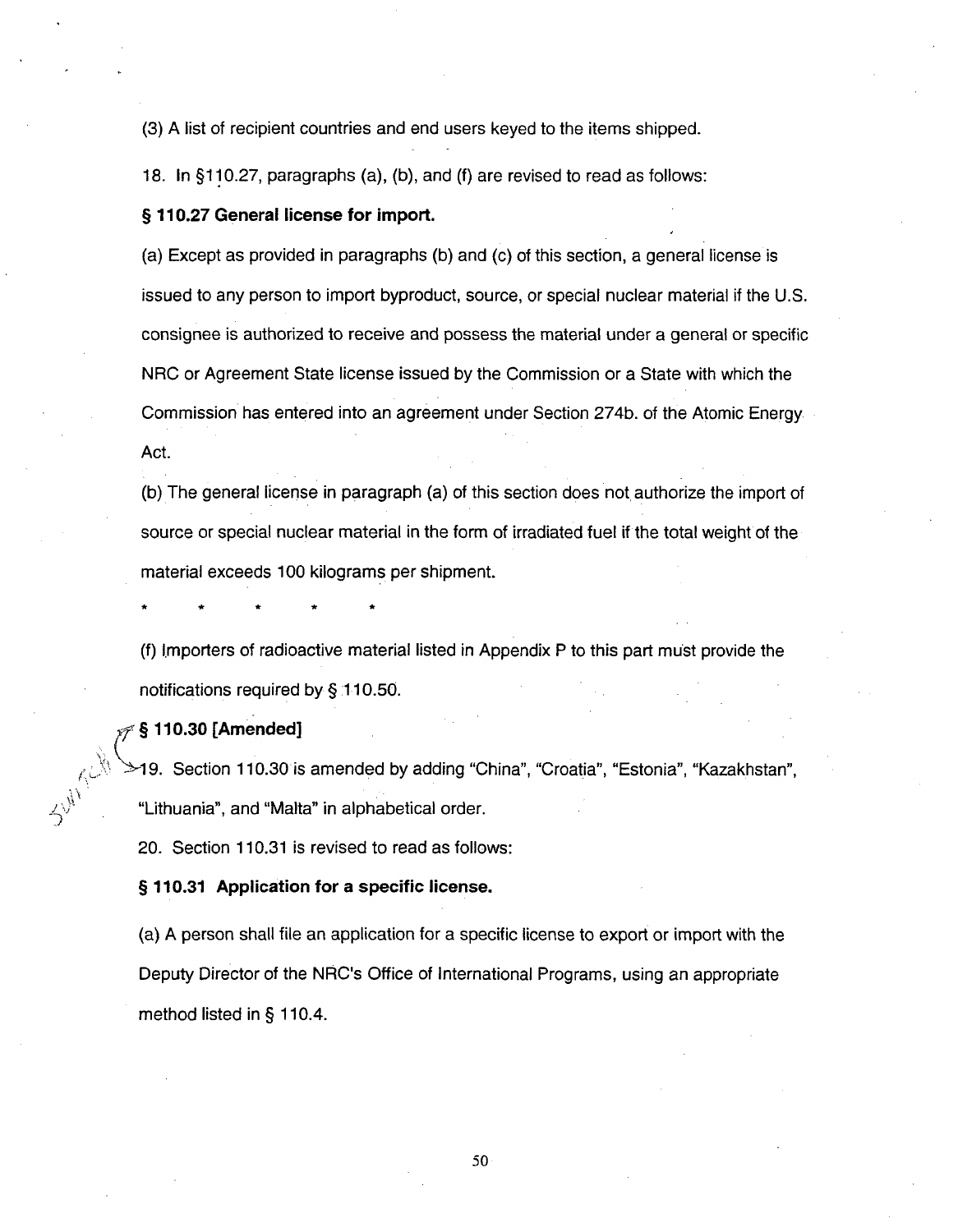(3) A list of recipient countries and end users keyed to the items shipped.

18. In §110.27, paragraphs (a), (b), and (f) are revised to read as follows:

**§ 110.27 General license for import.**

(a) Except as provided in paragraphs (b) and (c) of this section, a general license is issued to any person to import byproduct, source, or special nuclear material if the U.S. consignee is authorized to receive and possess the material under a general or specific NRC or Agreement State license issued by the Commission or a State with which the Commission has entered into an agreement under Section 274b. of the Atomic Energy Act.

(b) The general license in paragraph (a) of this section does not authorize the import of source or special nuclear material in the form of irradiated fuel if the total weight of the material exceeds 100 kilograms per shipment.

\* \* \* \* \*

(f) Importers of radioactive material listed in Appendix P to this part must provide the notifications required by § 110.50.

**§ 110.30 [Amended]**

19. Section 110.30 is amended by adding "China", "Croatia", "Estonia", "Kazakhstan", "Lithuania", and "Malta" in alphabetical order.

20. Section 110.31 is revised to read as follows:

**§ 110.31 Application for a specific license.**

(a) A person shall file an application for a specific license to export or import with the Deputy Director of the NRC's Office of International Programs, using an appropriate method listed in § 110.4.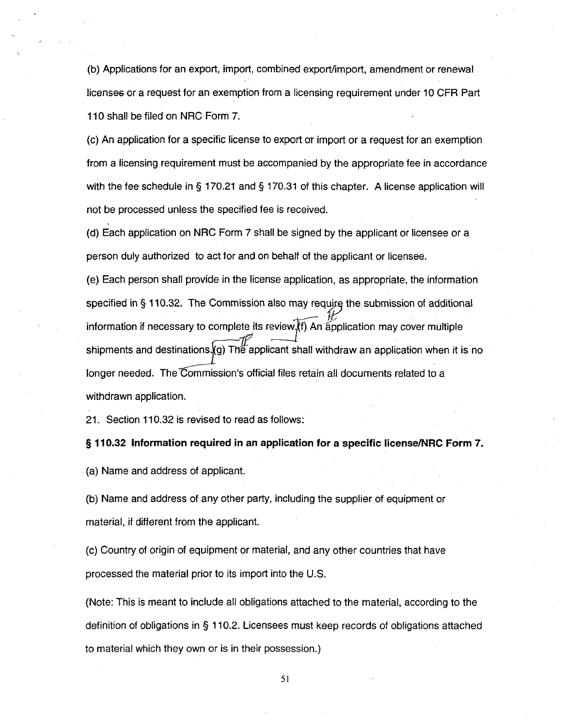(b) Applications for an export, import, combined export/import, amendment or renewal licenses or a request for an exemption from a licensing requirement under 10 CFR Part 110 shall be filed on NRC Form 7.

(c) An application for a specific license to export or import or a request for an exemption from a licensing requirement must be accompanied by the appropriate fee in accordance with the fee schedule in § 170.21 and § 170.31 of this chapter. A license application will not be processed unless the specified fee is received.

(d) Each application on NRC Form 7 shall be signed by the applicant or licensee or a person duly authorized to act for and on behalf of the applicant or licensee.

(e) Each person shall provide in the license application, as appropriate, the information specified in § 110.32. The Commission also may require the submission of additional information if necessary to complete its review.

(f) An application may cover multiple shipments and destinations.

(g) The applicant shall withdraw an application when it is no longer needed. The Commission's official files retain all documents related to a withdrawn application.

21. Section 110.32 is revised to read as follows:

**§ 110.32 Information required in an application for a specific license/NRC Form 7.**

(a) Name and address of applicant.

(b) Name and address of any other party, including the supplier of equipment or material, if different from the applicant.

(c) Country of origin of equipment or material, and any other countries that have processed the material prior to its import into the U.S.

(Note: This is meant to include all obligations attached to the material, according to the definition of obligations in § 110.2. Licensees must keep records of obligations attached to material which they own or is in their possession.)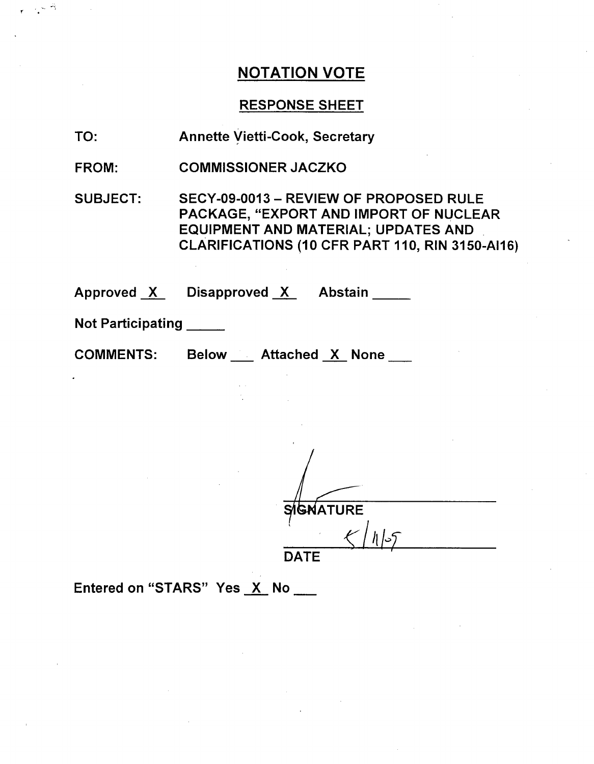# NOTATION VOTE

## RESPONSE SHEET

TO: Annette Vietti-Cook, Secretary

FROM: COMMISSIONER JACZKO

SUBJECT: SECY-09-0013 – REVIEW OF PROPOSED RULE PACKAGE, "EXPORT AND IMPORT OF NUCLEAR EQUIPMENT AND MATERIAL; UPDATES AND CLARIFICATIONS (10 CFR PART 110, RIN 3150-AI16)

Approved X Disapproved X Abstain ____

Not Participating ____

COMMENTS: Below ___ Attached X None ___

SIGNATURE

5/1/09

DATE

Entered on "STARS" Yes X No ___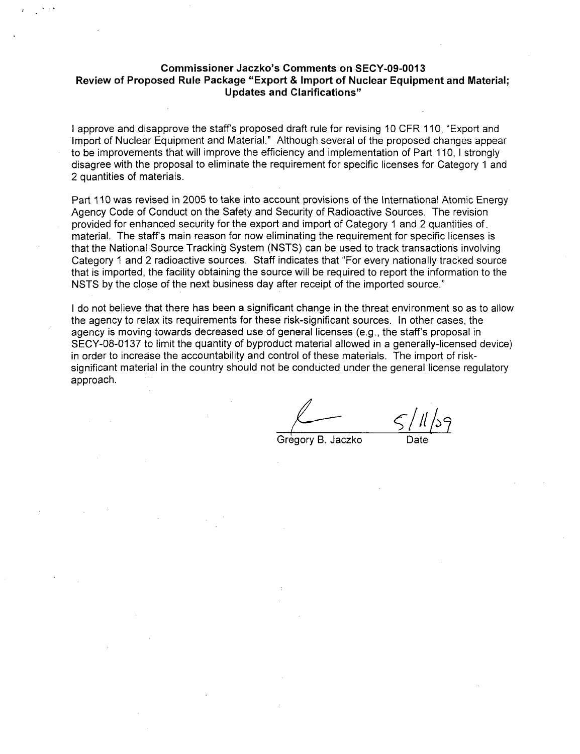**Commissioner Jaczko's Comments on SECY-09-0013**
**Review of Proposed Rule Package "Export & Import of Nuclear Equipment and Material; Updates and Clarifications"**

I approve and disapprove the staff's proposed draft rule for revising 10 CFR 110, "Export and Import of Nuclear Equipment and Material." Although several of the proposed changes appear to be improvements that will improve the efficiency and implementation of Part 110, I strongly disagree with the proposal to eliminate the requirement for specific licenses for Category 1 and 2 quantities of materials.

Part 110 was revised in 2005 to take into account provisions of the International Atomic Energy Agency Code of Conduct on the Safety and Security of Radioactive Sources. The revision provided for enhanced security for the export and import of Category 1 and 2 quantities of material. The staff's main reason for now eliminating the requirement for specific licenses is that the National Source Tracking System (NSTS) can be used to track transactions involving Category 1 and 2 radioactive sources. Staff indicates that "For every nationally tracked source that is imported, the facility obtaining the source will be required to report the information to the NSTS by the close of the next business day after receipt of the imported source."

I do not believe that there has been a significant change in the threat environment so as to allow the agency to relax its requirements for these risk-significant sources. In other cases, the agency is moving towards decreased use of general licenses (e.g., the staff's proposal in SECY-08-0137 to limit the quantity of byproduct material allowed in a generally-licensed device) in order to increase the accountability and control of these materials. The import of risk-significant material in the country should not be conducted under the general license regulatory approach.

Gregory B. Jaczko — Date: 5/11/09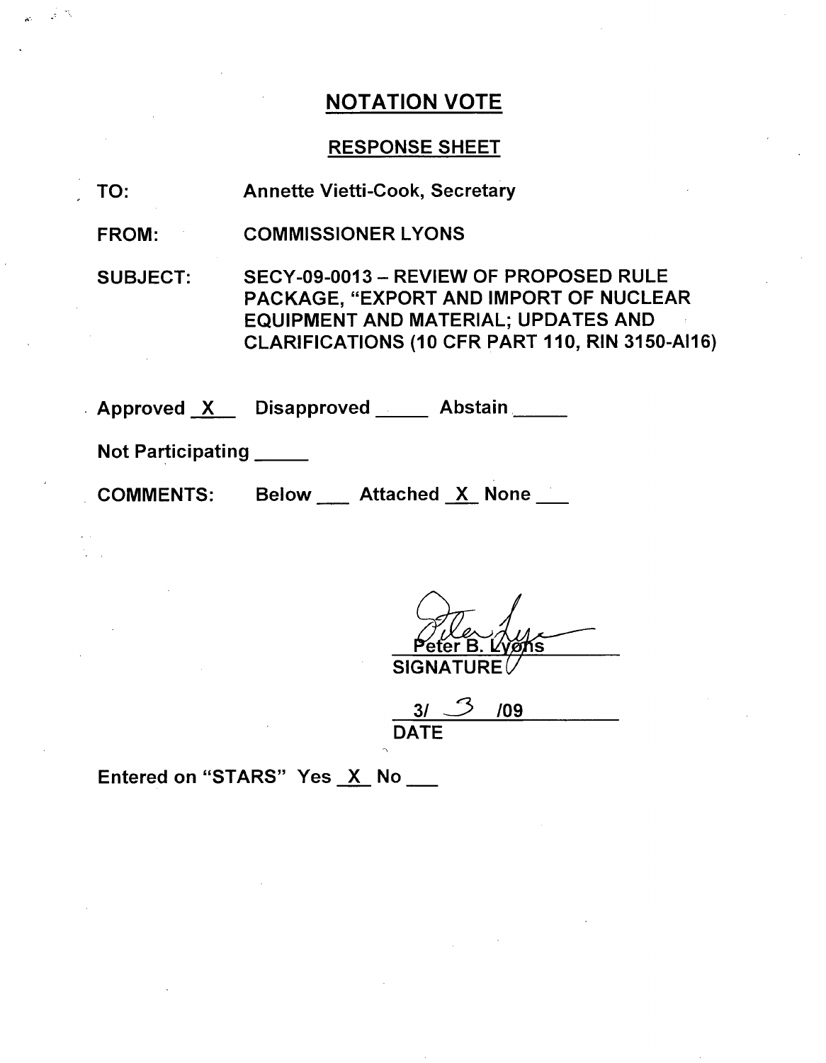# NOTATION VOTE

## RESPONSE SHEET

TO: Annette Vietti-Cook, Secretary

FROM: COMMISSIONER LYONS

SUBJECT: SECY-09-0013 – REVIEW OF PROPOSED RULE PACKAGE, "EXPORT AND IMPORT OF NUCLEAR EQUIPMENT AND MATERIAL; UPDATES AND CLARIFICATIONS (10 CFR PART 110, RIN 3150-AI16)

Approved _X_ Disapproved ____ Abstain ____

Not Participating ____

COMMENTS: Below ___ Attached _X_ None ___

Peter B. Lyons

SIGNATURE

3/ 3 /09

DATE

Entered on "STARS" Yes _X_ No ___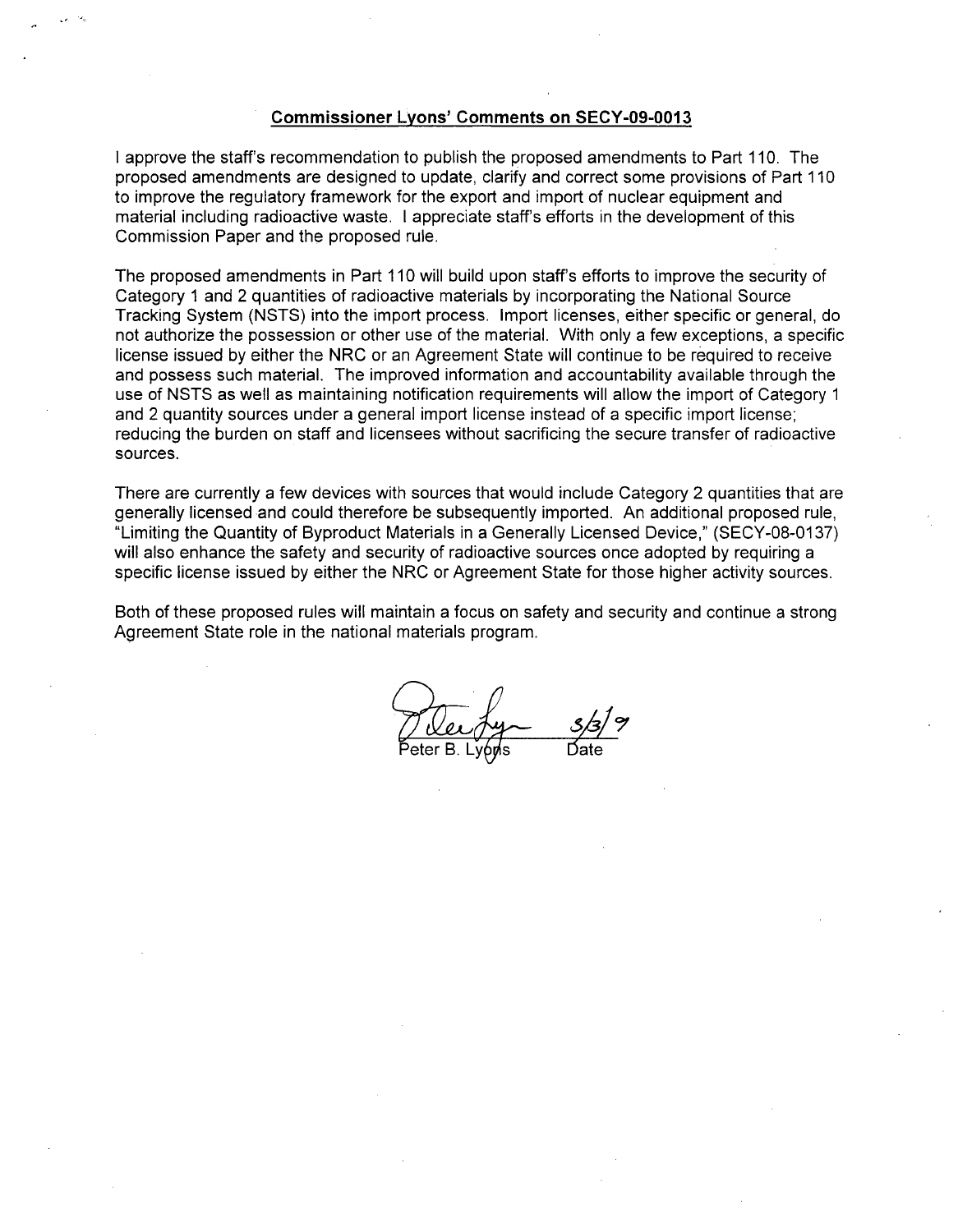**Commissioner Lyons' Comments on SECY-09-0013**

I approve the staff's recommendation to publish the proposed amendments to Part 110. The proposed amendments are designed to update, clarify and correct some provisions of Part 110 to improve the regulatory framework for the export and import of nuclear equipment and material including radioactive waste. I appreciate staff's efforts in the development of this Commission Paper and the proposed rule.

The proposed amendments in Part 110 will build upon staff's efforts to improve the security of Category 1 and 2 quantities of radioactive materials by incorporating the National Source Tracking System (NSTS) into the import process. Import licenses, either specific or general, do not authorize the possession or other use of the material. With only a few exceptions, a specific license issued by either the NRC or an Agreement State will continue to be required to receive and possess such material. The improved information and accountability available through the use of NSTS as well as maintaining notification requirements will allow the import of Category 1 and 2 quantity sources under a general import license instead of a specific import license; reducing the burden on staff and licensees without sacrificing the secure transfer of radioactive sources.

There are currently a few devices with sources that would include Category 2 quantities that are generally licensed and could therefore be subsequently imported. An additional proposed rule, "Limiting the Quantity of Byproduct Materials in a Generally Licensed Device," (SECY-08-0137) will also enhance the safety and security of radioactive sources once adopted by requiring a specific license issued by either the NRC or Agreement State for those higher activity sources.

Both of these proposed rules will maintain a focus on safety and security and continue a strong Agreement State role in the national materials program.

Peter B. Lyons 3/3/9
Date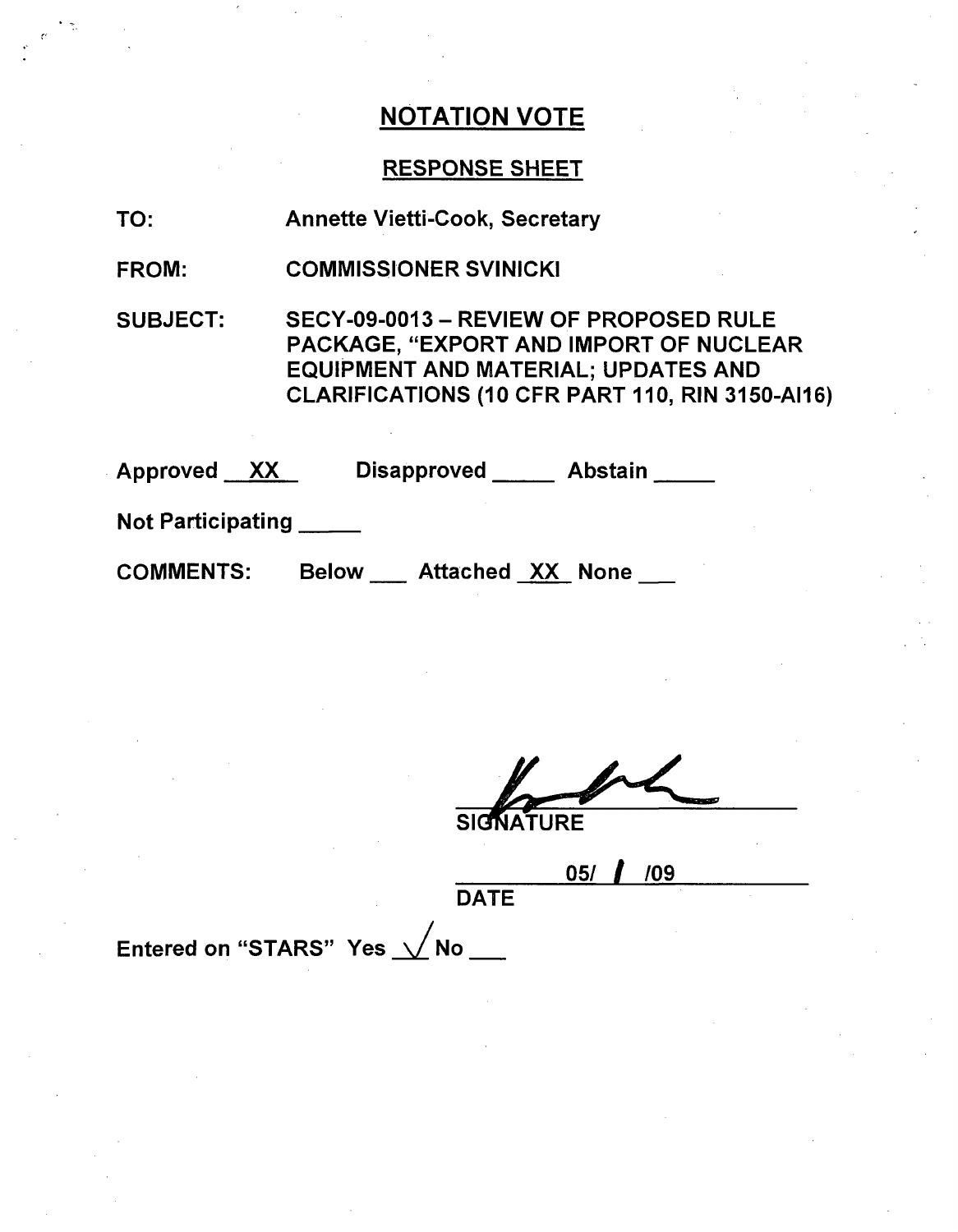# NOTATION VOTE

## RESPONSE SHEET

TO: Annette Vietti-Cook, Secretary

FROM: COMMISSIONER SVINICKI

SUBJECT: SECY-09-0013 – REVIEW OF PROPOSED RULE PACKAGE, "EXPORT AND IMPORT OF NUCLEAR EQUIPMENT AND MATERIAL; UPDATES AND CLARIFICATIONS (10 CFR PART 110, RIN 3150-AI16)

Approved XX Disapproved _____ Abstain _____

Not Participating _____

COMMENTS: Below ___ Attached XX None ___

SIGNATURE

05/ 1 /09

DATE

Entered on "STARS" Yes ✓ No ___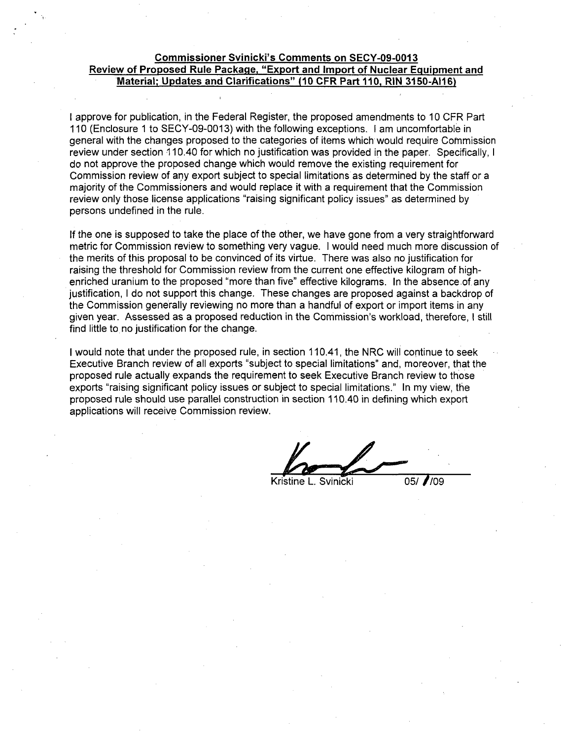**Commissioner Svinicki's Comments on SECY-09-0013**
**Review of Proposed Rule Package, "Export and Import of Nuclear Equipment and Material; Updates and Clarifications" (10 CFR Part 110, RIN 3150-AI16)**

I approve for publication, in the Federal Register, the proposed amendments to 10 CFR Part 110 (Enclosure 1 to SECY-09-0013) with the following exceptions. I am uncomfortable in general with the changes proposed to the categories of items which would require Commission review under section 110.40 for which no justification was provided in the paper. Specifically, I do not approve the proposed change which would remove the existing requirement for Commission review of any export subject to special limitations as determined by the staff or a majority of the Commissioners and would replace it with a requirement that the Commission review only those license applications "raising significant policy issues" as determined by persons undefined in the rule.

If the one is supposed to take the place of the other, we have gone from a very straightforward metric for Commission review to something very vague. I would need much more discussion of the merits of this proposal to be convinced of its virtue. There was also no justification for raising the threshold for Commission review from the current one effective kilogram of high-enriched uranium to the proposed "more than five" effective kilograms. In the absence of any justification, I do not support this change. These changes are proposed against a backdrop of the Commission generally reviewing no more than a handful of export or import items in any given year. Assessed as a proposed reduction in the Commission's workload, therefore, I still find little to no justification for the change.

I would note that under the proposed rule, in section 110.41, the NRC will continue to seek Executive Branch review of all exports "subject to special limitations" and, moreover, that the proposed rule actually expands the requirement to seek Executive Branch review to those exports "raising significant policy issues or subject to special limitations." In my view, the proposed rule should use parallel construction in section 110.40 in defining which export applications will receive Commission review.

Kristine L. Svinicki 05/ /09